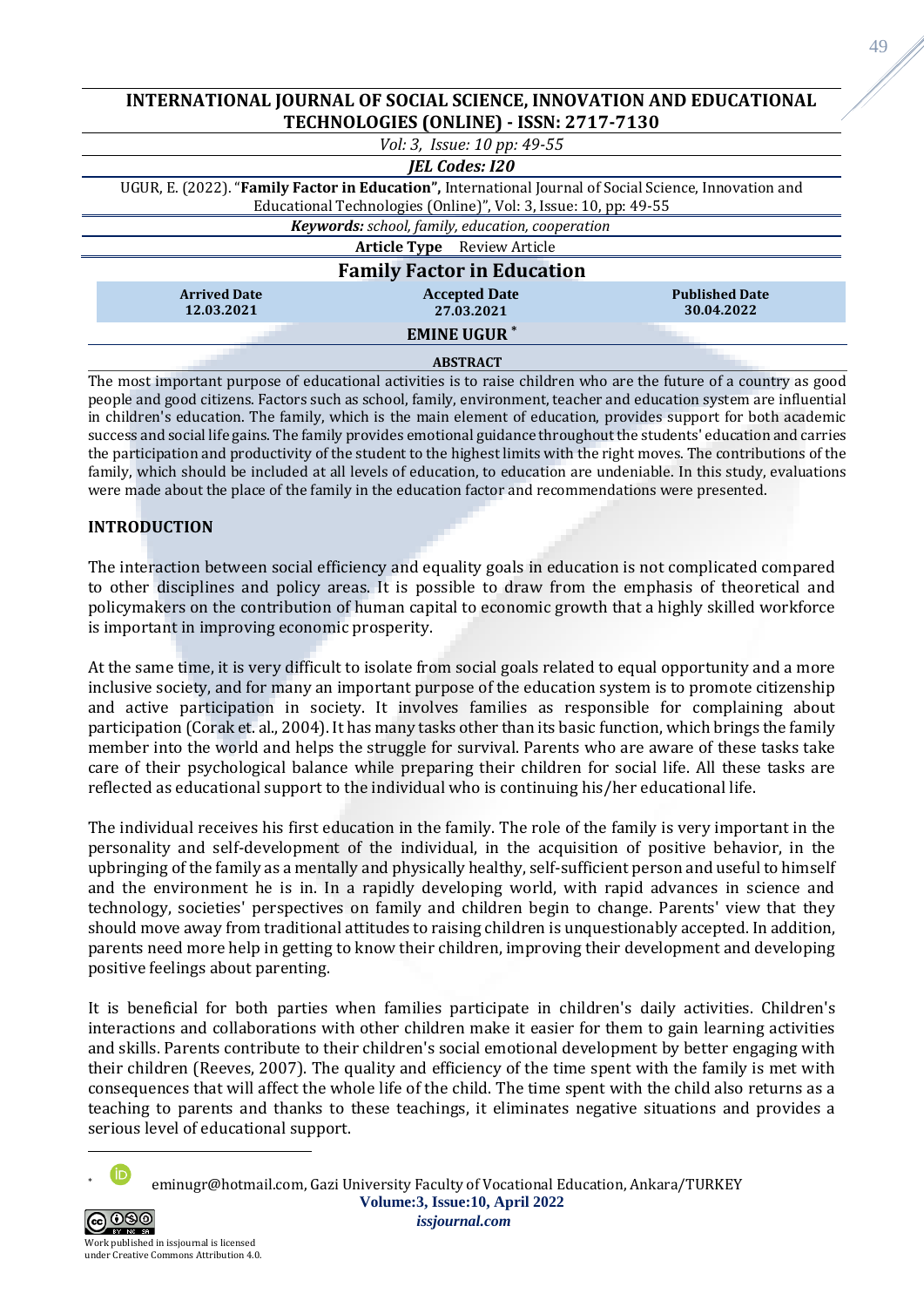**INTERNATIONAL JOURNAL OF SOCIAL SCIENCE, INNOVATION AND EDUCATIONAL TECHNOLOGIES (ONLINE) - ISSN: 2717-7130**

*Vol: 3, Issue: 10 pp: 49-55*

***JEL Codes: I20***

UGUR, E. (2022). "**Family Factor in Education",** International Journal of Social Science, Innovation and Educational Technologies (Online)", Vol: 3, Issue: 10, pp: 49-55

***Keywords:*** *school, family, education, cooperation*

**Article Type** Review Article

# Family Factor in Education

| Arrived Date | Accepted Date | Published Date |
|---|---|---|
| 12.03.2021 | 27.03.2021 | 30.04.2022 |

**EMINE UGUR** *

## ABSTRACT

The most important purpose of educational activities is to raise children who are the future of a country as good people and good citizens. Factors such as school, family, environment, teacher and education system are influential in children's education. The family, which is the main element of education, provides support for both academic success and social life gains. The family provides emotional guidance throughout the students' education and carries the participation and productivity of the student to the highest limits with the right moves. The contributions of the family, which should be included at all levels of education, to education are undeniable. In this study, evaluations were made about the place of the family in the education factor and recommendations were presented.

## INTRODUCTION

The interaction between social efficiency and equality goals in education is not complicated compared to other disciplines and policy areas. It is possible to draw from the emphasis of theoretical and policymakers on the contribution of human capital to economic growth that a highly skilled workforce is important in improving economic prosperity.

At the same time, it is very difficult to isolate from social goals related to equal opportunity and a more inclusive society, and for many an important purpose of the education system is to promote citizenship and active participation in society. It involves families as responsible for complaining about participation (Corak et. al., 2004). It has many tasks other than its basic function, which brings the family member into the world and helps the struggle for survival. Parents who are aware of these tasks take care of their psychological balance while preparing their children for social life. All these tasks are reflected as educational support to the individual who is continuing his/her educational life.

The individual receives his first education in the family. The role of the family is very important in the personality and self-development of the individual, in the acquisition of positive behavior, in the upbringing of the family as a mentally and physically healthy, self-sufficient person and useful to himself and the environment he is in. In a rapidly developing world, with rapid advances in science and technology, societies' perspectives on family and children begin to change. Parents' view that they should move away from traditional attitudes to raising children is unquestionably accepted. In addition, parents need more help in getting to know their children, improving their development and developing positive feelings about parenting.

It is beneficial for both parties when families participate in children's daily activities. Children's interactions and collaborations with other children make it easier for them to gain learning activities and skills. Parents contribute to their children's social emotional development by better engaging with their children (Reeves, 2007). The quality and efficiency of the time spent with the family is met with consequences that will affect the whole life of the child. The time spent with the child also returns as a teaching to parents and thanks to these teachings, it eliminates negative situations and provides a serious level of educational support.

* eminugr@hotmail.com, Gazi University Faculty of Vocational Education, Ankara/TURKEY

Work published in issjournal is licensed under Creative Commons Attribution 4.0.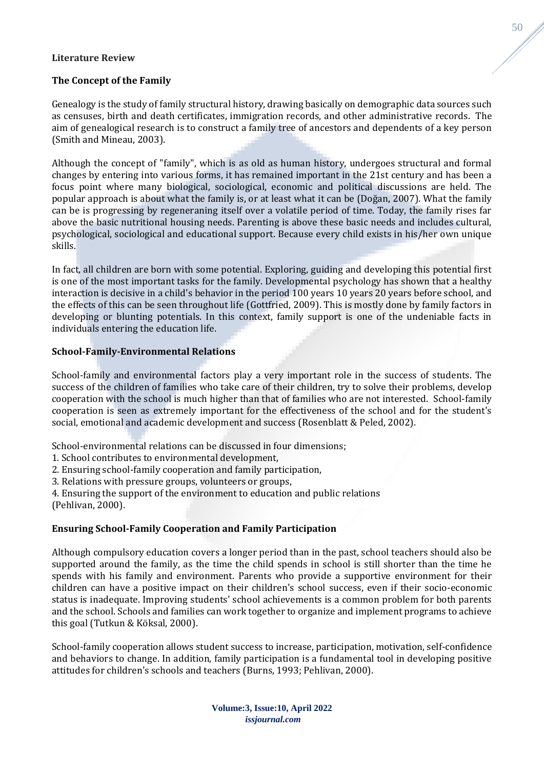**Literature Review**

**The Concept of the Family**

Genealogy is the study of family structural history, drawing basically on demographic data sources such as censuses, birth and death certificates, immigration records, and other administrative records. The aim of genealogical research is to construct a family tree of ancestors and dependents of a key person (Smith and Mineau, 2003).

Although the concept of "family", which is as old as human history, undergoes structural and formal changes by entering into various forms, it has remained important in the 21st century and has been a focus point where many biological, sociological, economic and political discussions are held. The popular approach is about what the family is, or at least what it can be (Doğan, 2007). What the family can be is progressing by regeneraning itself over a volatile period of time. Today, the family rises far above the basic nutritional housing needs. Parenting is above these basic needs and includes cultural, psychological, sociological and educational support. Because every child exists in his/her own unique skills.

In fact, all children are born with some potential. Exploring, guiding and developing this potential first is one of the most important tasks for the family. Developmental psychology has shown that a healthy interaction is decisive in a child's behavior in the period 100 years 10 years 20 years before school, and the effects of this can be seen throughout life (Gottfried, 2009). This is mostly done by family factors in developing or blunting potentials. In this context, family support is one of the undeniable facts in individuals entering the education life.

**School-Family-Environmental Relations**

School-family and environmental factors play a very important role in the success of students. The success of the children of families who take care of their children, try to solve their problems, develop cooperation with the school is much higher than that of families who are not interested. School-family cooperation is seen as extremely important for the effectiveness of the school and for the student's social, emotional and academic development and success (Rosenblatt & Peled, 2002).

School-environmental relations can be discussed in four dimensions;

1. School contributes to environmental development,
2. Ensuring school-family cooperation and family participation,
3. Relations with pressure groups, volunteers or groups,
4. Ensuring the support of the environment to education and public relations

(Pehlivan, 2000).

**Ensuring School-Family Cooperation and Family Participation**

Although compulsory education covers a longer period than in the past, school teachers should also be supported around the family, as the time the child spends in school is still shorter than the time he spends with his family and environment. Parents who provide a supportive environment for their children can have a positive impact on their children's school success, even if their socio-economic status is inadequate. Improving students' school achievements is a common problem for both parents and the school. Schools and families can work together to organize and implement programs to achieve this goal (Tutkun & Köksal, 2000).

School-family cooperation allows student success to increase, participation, motivation, self-confidence and behaviors to change. In addition, family participation is a fundamental tool in developing positive attitudes for children's schools and teachers (Burns, 1993; Pehlivan, 2000).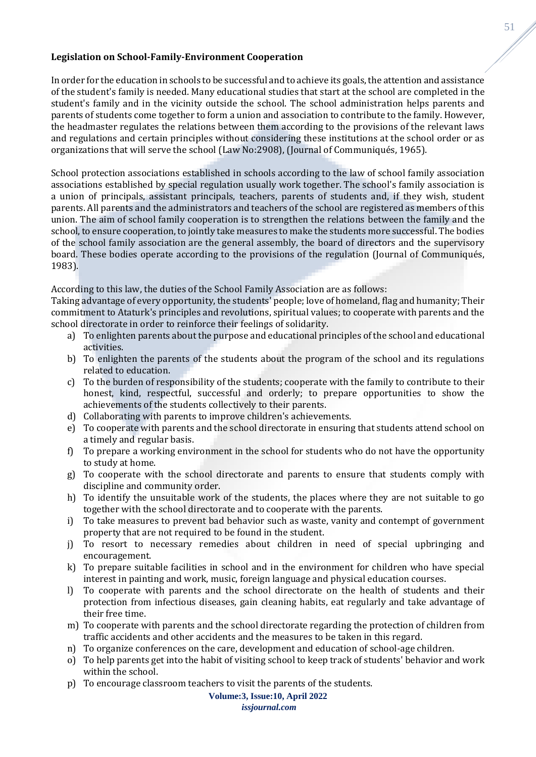**Legislation on School-Family-Environment Cooperation**

In order for the education in schools to be successful and to achieve its goals, the attention and assistance of the student's family is needed. Many educational studies that start at the school are completed in the student's family and in the vicinity outside the school. The school administration helps parents and parents of students come together to form a union and association to contribute to the family. However, the headmaster regulates the relations between them according to the provisions of the relevant laws and regulations and certain principles without considering these institutions at the school order or as organizations that will serve the school (Law No:2908), (Journal of Communiqués, 1965).

School protection associations established in schools according to the law of school family association associations established by special regulation usually work together. The school's family association is a union of principals, assistant principals, teachers, parents of students and, if they wish, student parents. All parents and the administrators and teachers of the school are registered as members of this union. The aim of school family cooperation is to strengthen the relations between the family and the school, to ensure cooperation, to jointly take measures to make the students more successful. The bodies of the school family association are the general assembly, the board of directors and the supervisory board. These bodies operate according to the provisions of the regulation (Journal of Communiqués, 1983).

According to this law, the duties of the School Family Association are as follows:
Taking advantage of every opportunity, the students' people; love of homeland, flag and humanity; Their commitment to Ataturk's principles and revolutions, spiritual values; to cooperate with parents and the school directorate in order to reinforce their feelings of solidarity.

a) To enlighten parents about the purpose and educational principles of the school and educational activities.
b) To enlighten the parents of the students about the program of the school and its regulations related to education.
c) To the burden of responsibility of the students; cooperate with the family to contribute to their honest, kind, respectful, successful and orderly; to prepare opportunities to show the achievements of the students collectively to their parents.
d) Collaborating with parents to improve children's achievements.
e) To cooperate with parents and the school directorate in ensuring that students attend school on a timely and regular basis.
f) To prepare a working environment in the school for students who do not have the opportunity to study at home.
g) To cooperate with the school directorate and parents to ensure that students comply with discipline and community order.
h) To identify the unsuitable work of the students, the places where they are not suitable to go together with the school directorate and to cooperate with the parents.
i) To take measures to prevent bad behavior such as waste, vanity and contempt of government property that are not required to be found in the student.
j) To resort to necessary remedies about children in need of special upbringing and encouragement.
k) To prepare suitable facilities in school and in the environment for children who have special interest in painting and work, music, foreign language and physical education courses.
l) To cooperate with parents and the school directorate on the health of students and their protection from infectious diseases, gain cleaning habits, eat regularly and take advantage of their free time.
m) To cooperate with parents and the school directorate regarding the protection of children from traffic accidents and other accidents and the measures to be taken in this regard.
n) To organize conferences on the care, development and education of school-age children.
o) To help parents get into the habit of visiting school to keep track of students' behavior and work within the school.
p) To encourage classroom teachers to visit the parents of the students.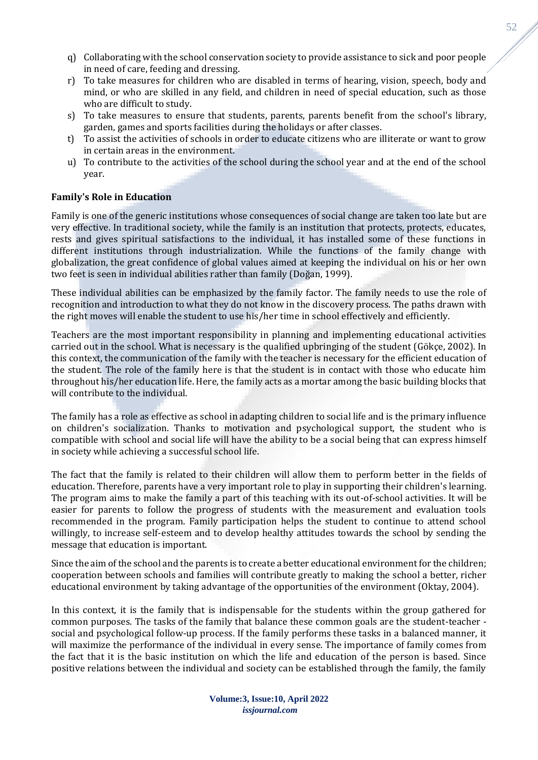q) Collaborating with the school conservation society to provide assistance to sick and poor people in need of care, feeding and dressing.
r) To take measures for children who are disabled in terms of hearing, vision, speech, body and mind, or who are skilled in any field, and children in need of special education, such as those who are difficult to study.
s) To take measures to ensure that students, parents, parents benefit from the school's library, garden, games and sports facilities during the holidays or after classes.
t) To assist the activities of schools in order to educate citizens who are illiterate or want to grow in certain areas in the environment.
u) To contribute to the activities of the school during the school year and at the end of the school year.

**Family's Role in Education**

Family is one of the generic institutions whose consequences of social change are taken too late but are very effective. In traditional society, while the family is an institution that protects, protects, educates, rests and gives spiritual satisfactions to the individual, it has installed some of these functions in different institutions through industrialization. While the functions of the family change with globalization, the great confidence of global values aimed at keeping the individual on his or her own two feet is seen in individual abilities rather than family (Doğan, 1999).

These individual abilities can be emphasized by the family factor. The family needs to use the role of recognition and introduction to what they do not know in the discovery process. The paths drawn with the right moves will enable the student to use his/her time in school effectively and efficiently.

Teachers are the most important responsibility in planning and implementing educational activities carried out in the school. What is necessary is the qualified upbringing of the student (Gökçe, 2002). In this context, the communication of the family with the teacher is necessary for the efficient education of the student. The role of the family here is that the student is in contact with those who educate him throughout his/her education life. Here, the family acts as a mortar among the basic building blocks that will contribute to the individual.

The family has a role as effective as school in adapting children to social life and is the primary influence on children's socialization. Thanks to motivation and psychological support, the student who is compatible with school and social life will have the ability to be a social being that can express himself in society while achieving a successful school life.

The fact that the family is related to their children will allow them to perform better in the fields of education. Therefore, parents have a very important role to play in supporting their children's learning. The program aims to make the family a part of this teaching with its out-of-school activities. It will be easier for parents to follow the progress of students with the measurement and evaluation tools recommended in the program. Family participation helps the student to continue to attend school willingly, to increase self-esteem and to develop healthy attitudes towards the school by sending the message that education is important.

Since the aim of the school and the parents is to create a better educational environment for the children; cooperation between schools and families will contribute greatly to making the school a better, richer educational environment by taking advantage of the opportunities of the environment (Oktay, 2004).

In this context, it is the family that is indispensable for the students within the group gathered for common purposes. The tasks of the family that balance these common goals are the student-teacher - social and psychological follow-up process. If the family performs these tasks in a balanced manner, it will maximize the performance of the individual in every sense. The importance of family comes from the fact that it is the basic institution on which the life and education of the person is based. Since positive relations between the individual and society can be established through the family, the family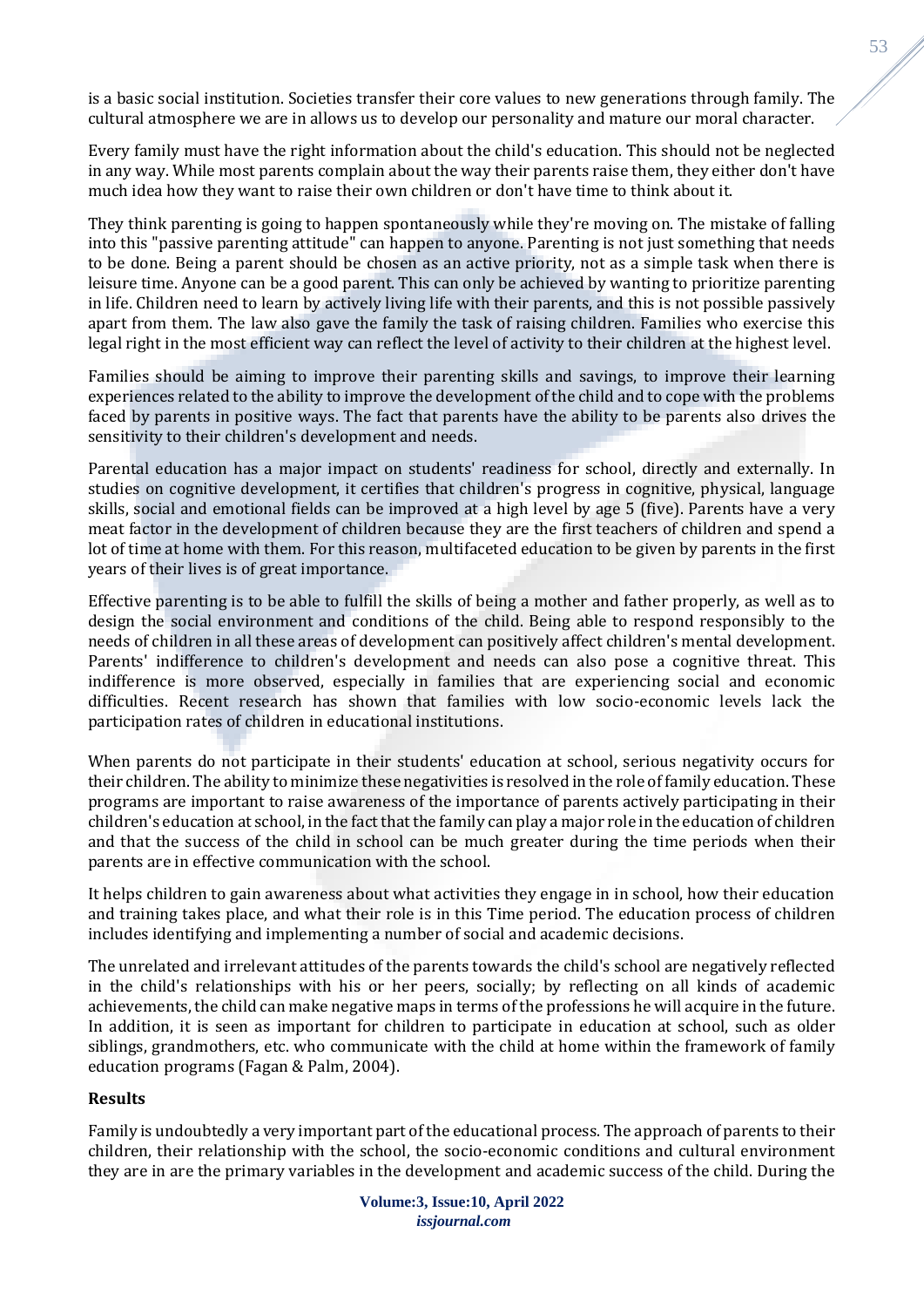is a basic social institution. Societies transfer their core values to new generations through family. The cultural atmosphere we are in allows us to develop our personality and mature our moral character.

Every family must have the right information about the child's education. This should not be neglected in any way. While most parents complain about the way their parents raise them, they either don't have much idea how they want to raise their own children or don't have time to think about it.

They think parenting is going to happen spontaneously while they're moving on. The mistake of falling into this "passive parenting attitude" can happen to anyone. Parenting is not just something that needs to be done. Being a parent should be chosen as an active priority, not as a simple task when there is leisure time. Anyone can be a good parent. This can only be achieved by wanting to prioritize parenting in life. Children need to learn by actively living life with their parents, and this is not possible passively apart from them. The law also gave the family the task of raising children. Families who exercise this legal right in the most efficient way can reflect the level of activity to their children at the highest level.

Families should be aiming to improve their parenting skills and savings, to improve their learning experiences related to the ability to improve the development of the child and to cope with the problems faced by parents in positive ways. The fact that parents have the ability to be parents also drives the sensitivity to their children's development and needs.

Parental education has a major impact on students' readiness for school, directly and externally. In studies on cognitive development, it certifies that children's progress in cognitive, physical, language skills, social and emotional fields can be improved at a high level by age 5 (five). Parents have a very meat factor in the development of children because they are the first teachers of children and spend a lot of time at home with them. For this reason, multifaceted education to be given by parents in the first years of their lives is of great importance.

Effective parenting is to be able to fulfill the skills of being a mother and father properly, as well as to design the social environment and conditions of the child. Being able to respond responsibly to the needs of children in all these areas of development can positively affect children's mental development. Parents' indifference to children's development and needs can also pose a cognitive threat. This indifference is more observed, especially in families that are experiencing social and economic difficulties. Recent research has shown that families with low socio-economic levels lack the participation rates of children in educational institutions.

When parents do not participate in their students' education at school, serious negativity occurs for their children. The ability to minimize these negativities is resolved in the role of family education. These programs are important to raise awareness of the importance of parents actively participating in their children's education at school, in the fact that the family can play a major role in the education of children and that the success of the child in school can be much greater during the time periods when their parents are in effective communication with the school.

It helps children to gain awareness about what activities they engage in in school, how their education and training takes place, and what their role is in this Time period. The education process of children includes identifying and implementing a number of social and academic decisions.

The unrelated and irrelevant attitudes of the parents towards the child's school are negatively reflected in the child's relationships with his or her peers, socially; by reflecting on all kinds of academic achievements, the child can make negative maps in terms of the professions he will acquire in the future. In addition, it is seen as important for children to participate in education at school, such as older siblings, grandmothers, etc. who communicate with the child at home within the framework of family education programs (Fagan & Palm, 2004).

**Results**

Family is undoubtedly a very important part of the educational process. The approach of parents to their children, their relationship with the school, the socio-economic conditions and cultural environment they are in are the primary variables in the development and academic success of the child. During the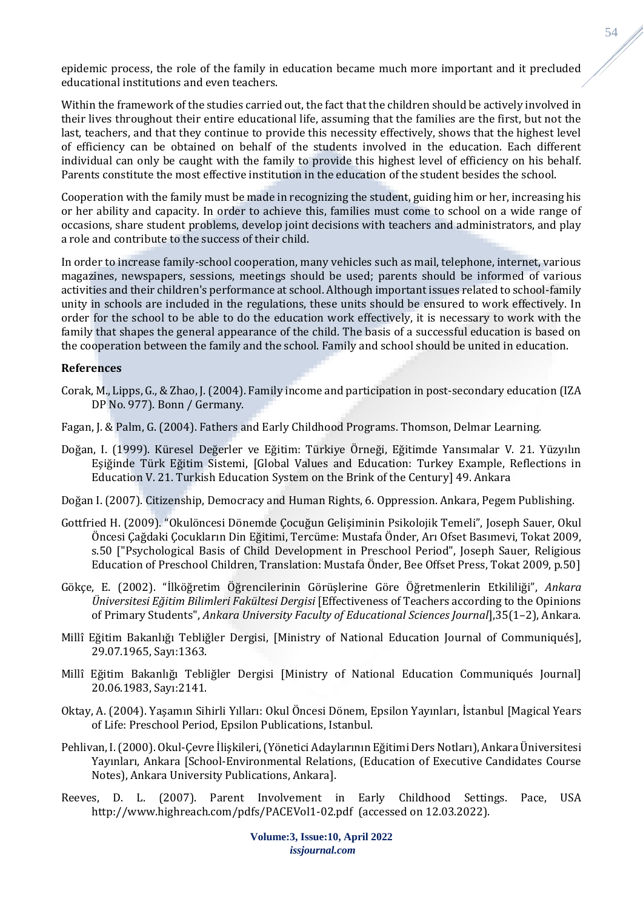epidemic process, the role of the family in education became much more important and it precluded educational institutions and even teachers.

Within the framework of the studies carried out, the fact that the children should be actively involved in their lives throughout their entire educational life, assuming that the families are the first, but not the last, teachers, and that they continue to provide this necessity effectively, shows that the highest level of efficiency can be obtained on behalf of the students involved in the education. Each different individual can only be caught with the family to provide this highest level of efficiency on his behalf. Parents constitute the most effective institution in the education of the student besides the school.

Cooperation with the family must be made in recognizing the student, guiding him or her, increasing his or her ability and capacity. In order to achieve this, families must come to school on a wide range of occasions, share student problems, develop joint decisions with teachers and administrators, and play a role and contribute to the success of their child.

In order to increase family-school cooperation, many vehicles such as mail, telephone, internet, various magazines, newspapers, sessions, meetings should be used; parents should be informed of various activities and their children's performance at school. Although important issues related to school-family unity in schools are included in the regulations, these units should be ensured to work effectively. In order for the school to be able to do the education work effectively, it is necessary to work with the family that shapes the general appearance of the child. The basis of a successful education is based on the cooperation between the family and the school. Family and school should be united in education.

**References**

Corak, M., Lipps, G., & Zhao, J. (2004). Family income and participation in post-secondary education (IZA DP No. 977). Bonn / Germany.

Fagan, J. & Palm, G. (2004). Fathers and Early Childhood Programs. Thomson, Delmar Learning.

Doğan, I. (1999). Küresel Değerler ve Eğitim: Türkiye Örneği, Eğitimde Yansımalar V. 21. Yüzyılın Eşiğinde Türk Eğitim Sistemi, [Global Values and Education: Turkey Example, Reflections in Education V. 21. Turkish Education System on the Brink of the Century] 49. Ankara

Doğan I. (2007). Citizenship, Democracy and Human Rights, 6. Oppression. Ankara, Pegem Publishing.

Gottfried H. (2009). "Okulöncesi Dönemde Çocuğun Gelişiminin Psikolojik Temeli", Joseph Sauer, Okul Öncesi Çağdaki Çocukların Din Eğitimi, Tercüme: Mustafa Önder, Arı Ofset Basımevi, Tokat 2009, s.50 ["Psychological Basis of Child Development in Preschool Period", Joseph Sauer, Religious Education of Preschool Children, Translation: Mustafa Önder, Bee Offset Press, Tokat 2009, p.50]

Gökçe, E. (2002). "İlköğretim Öğrencilerinin Görüşlerine Göre Öğretmenlerin Etkililiği", *Ankara Üniversitesi Eğitim Bilimleri Fakültesi Dergisi* [Effectiveness of Teachers according to the Opinions of Primary Students", *Ankara University Faculty of Educational Sciences Journal*],35(1–2), Ankara.

Millî Eğitim Bakanlığı Tebliğler Dergisi, [Ministry of National Education Journal of Communiqués], 29.07.1965, Sayı:1363.

Millî Eğitim Bakanlığı Tebliğler Dergisi [Ministry of National Education Communiqués Journal] 20.06.1983, Sayı:2141.

Oktay, A. (2004). Yaşamın Sihirli Yılları: Okul Öncesi Dönem, Epsilon Yayınları, İstanbul [Magical Years of Life: Preschool Period, Epsilon Publications, Istanbul.

Pehlivan, I. (2000). Okul-Çevre İlişkileri, (Yönetici Adaylarının Eğitimi Ders Notları), Ankara Üniversitesi Yayınları, Ankara [School-Environmental Relations, (Education of Executive Candidates Course Notes), Ankara University Publications, Ankara].

Reeves, D. L. (2007). Parent Involvement in Early Childhood Settings. Pace, USA http://www.highreach.com/pdfs/PACEVol1-02.pdf (accessed on 12.03.2022).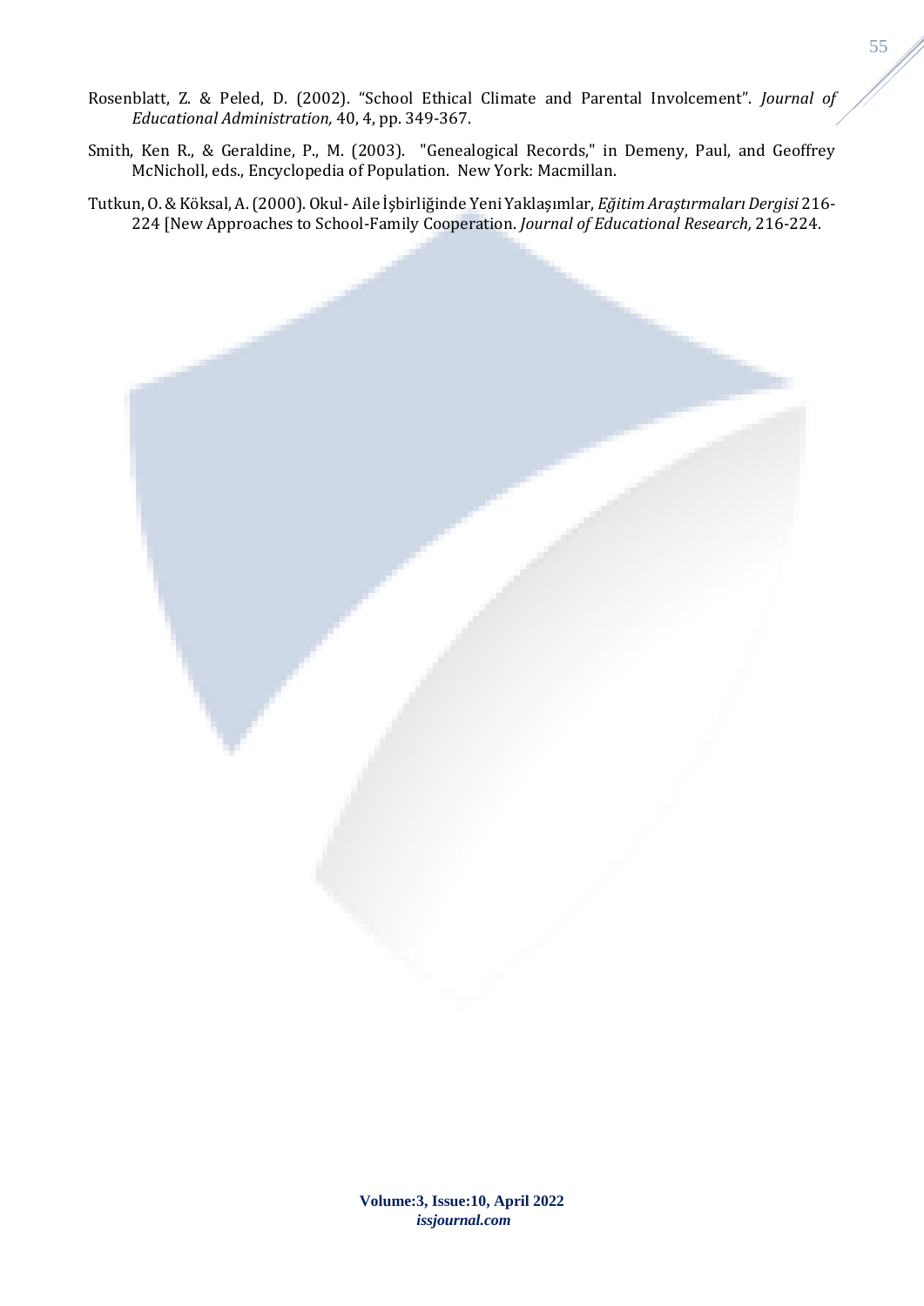Rosenblatt, Z. & Peled, D. (2002). “School Ethical Climate and Parental Involcement”. *Journal of Educational Administration,* 40, 4, pp. 349-367.

Smith, Ken R., & Geraldine, P., M. (2003). "Genealogical Records," in Demeny, Paul, and Geoffrey McNicholl, eds., Encyclopedia of Population. New York: Macmillan.

Tutkun, O. & Köksal, A. (2000). Okul- Aile İşbirliğinde Yeni Yaklaşımlar, *Eğitim Araştırmaları Dergisi* 216-224 [New Approaches to School-Family Cooperation. *Journal of Educational Research,* 216-224.